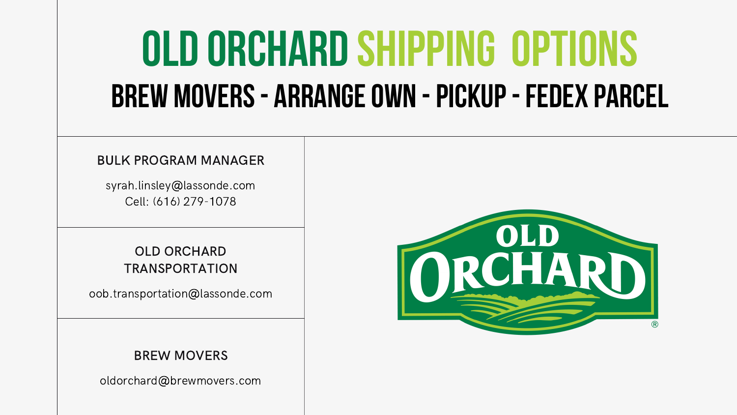# OLD ORCHARD SHIPPING OPTIONS

## BREW MOVERS - ARRANGE OWN - PICKUP - FEDEX PARCEL

### BULK PROGRAM MANAGER

syrah.linsley@lassonde.com
Cell: (616) 279-1078

### OLD ORCHARD TRANSPORTATION

oob.transportation@lassonde.com

### BREW MOVERS

oldorchard@brewmovers.com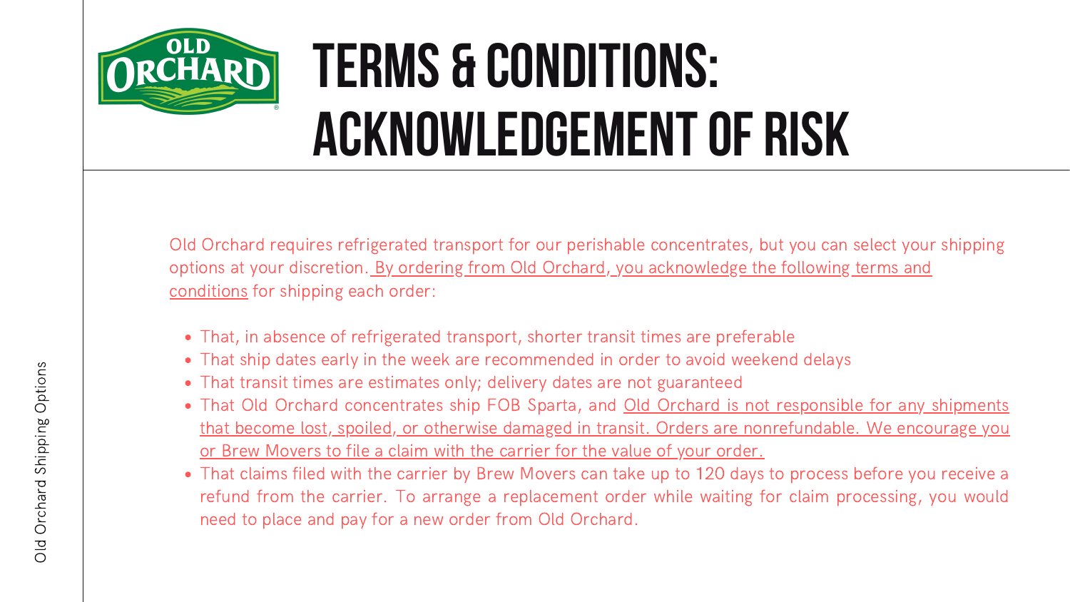# TERMS & CONDITIONS: ACKNOWLEDGEMENT OF RISK

Old Orchard requires refrigerated transport for our perishable concentrates, but you can select your shipping options at your discretion. <u>By ordering from Old Orchard, you acknowledge the following terms and conditions</u> for shipping each order:

- That, in absence of refrigerated transport, shorter transit times are preferable
- That ship dates early in the week are recommended in order to avoid weekend delays
- That transit times are estimates only; delivery dates are not guaranteed
- That Old Orchard concentrates ship FOB Sparta, and <u>Old Orchard is not responsible for any shipments that become lost, spoiled, or otherwise damaged in transit. Orders are nonrefundable. We encourage you or Brew Movers to file a claim with the carrier for the value of your order.</u>
- That claims filed with the carrier by Brew Movers can take up to 120 days to process before you receive a refund from the carrier. To arrange a replacement order while waiting for claim processing, you would need to place and pay for a new order from Old Orchard.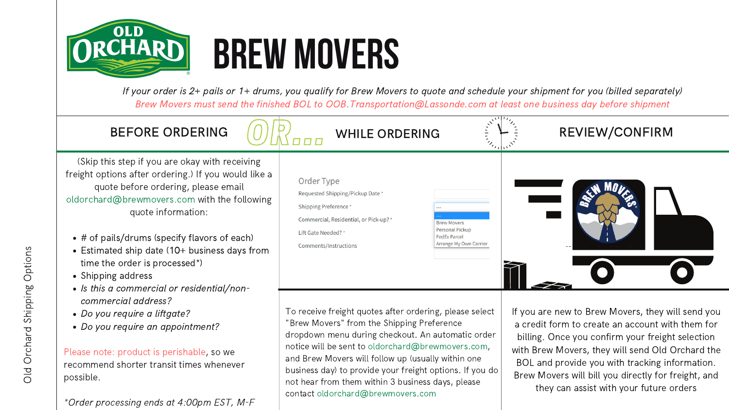# BREW MOVERS

*If your order is 2+ pails or 1+ drums, you qualify for Brew Movers to quote and schedule your shipment for you (billed separately)*

*Brew Movers must send the finished BOL to OOB.Transportation@Lassonde.com at least one business day before shipment*

Old Orchard Shipping Options

## BEFORE ORDERING

(Skip this step if you are okay with receiving freight options after ordering.) If you would like a quote before ordering, please email oldorchard@brewmovers.com with the following quote information:

- # of pails/drums (specify flavors of each)
- Estimated ship date (10+ business days from time the order is processed*)
- Shipping address
- *Is this a commercial or residential/non-commercial address?*
- *Do you require a liftgate?*
- *Do you require an appointment?*

Please note: product is perishable, so we recommend shorter transit times whenever possible.

*Order processing ends at 4:00pm EST, M-F

## OR...

## WHILE ORDERING

Order Type

Requested Shipping/Pickup Date *

Shipping Preference *

Commercial, Residential, or Pick-up? *

Lift Gate Needed? *

Comments/Instructions

---
Brew Movers
Personal Pickup
FedEx Parcel
Arrange My Own Carrier

To receive freight quotes after ordering, please select "Brew Movers" from the Shipping Preference dropdown menu during checkout. An automatic order notice will be sent to oldorchard@brewmovers.com, and Brew Movers will follow up (usually within one business day) to provide your freight options. If you do not hear from them within 3 business days, please contact oldorchard@brewmovers.com

## REVIEW/CONFIRM

If you are new to Brew Movers, they will send you a credit form to create an account with them for billing. Once you confirm your freight selection with Brew Movers, they will send Old Orchard the BOL and provide you with tracking information. Brew Movers will bill you directly for freight, and they can assist with your future orders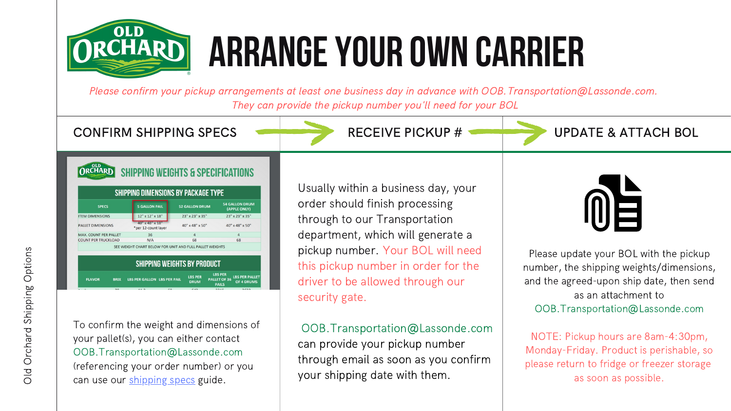# ARRANGE YOUR OWN CARRIER

*Please confirm your pickup arrangements at least one business day in advance with OOB.Transportation@Lassonde.com. They can provide the pickup number you'll need for your BOL*

## CONFIRM SHIPPING SPECS

To confirm the weight and dimensions of your pallet(s), you can either contact OOB.Transportation@Lassonde.com (referencing your order number) or you can use our shipping specs guide.

## RECEIVE PICKUP #

Usually within a business day, your order should finish processing through to our Transportation department, which will generate a pickup number. Your BOL will need this pickup number in order for the driver to be allowed through our security gate.

OOB.Transportation@Lassonde.com can provide your pickup number through email as soon as you confirm your shipping date with them.

## UPDATE & ATTACH BOL

Please update your BOL with the pickup number, the shipping weights/dimensions, and the agreed-upon ship date, then send as an attachment to OOB.Transportation@Lassonde.com

NOTE: Pickup hours are 8am-4:30pm, Monday-Friday. Product is perishable, so please return to fridge or freezer storage as soon as possible.

Old Orchard Shipping Options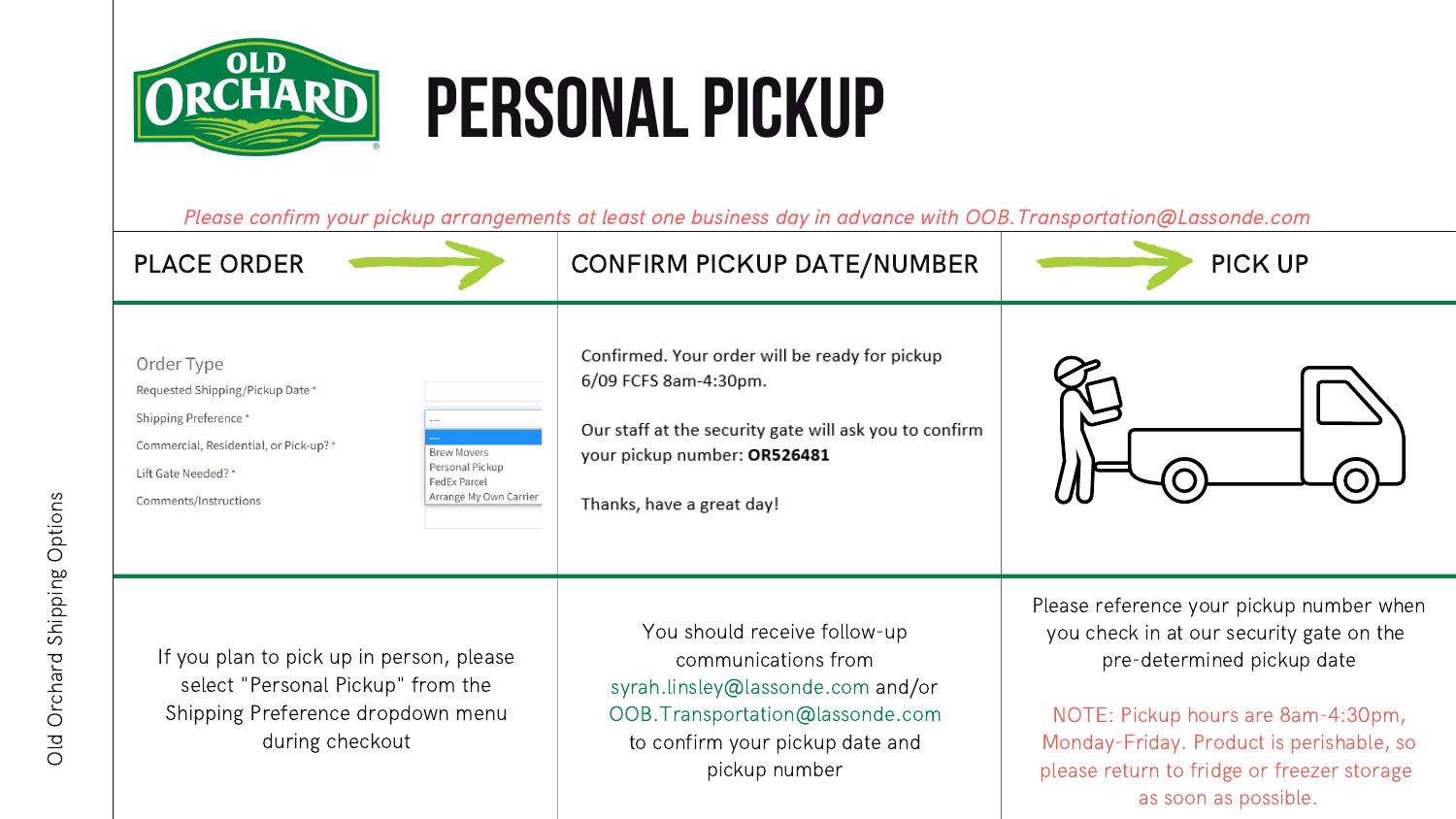# PERSONAL PICKUP

*Please confirm your pickup arrangements at least one business day in advance with OOB.Transportation@Lassonde.com*

| PLACE ORDER | CONFIRM PICKUP DATE/NUMBER | PICK UP |
| --- | --- | --- |
| Order Type<br>Requested Shipping/Pickup Date *<br>Shipping Preference *<br>Commercial, Residential, or Pick-up? *<br>Lift Gate Needed? *<br>Comments/Instructions<br>---<br>Brew Movers<br>Personal Pickup<br>FedEx Parcel<br>Arrange My Own Carrier | Confirmed. Your order will be ready for pickup 6/09 FCFS 8am-4:30pm.<br><br>Our staff at the security gate will ask you to confirm your pickup number: **OR526481**<br><br>Thanks, have a great day! | |
| If you plan to pick up in person, please select "Personal Pickup" from the Shipping Preference dropdown menu during checkout | You should receive follow-up communications from syrah.linsley@lassonde.com and/or OOB.Transportation@lassonde.com to confirm your pickup date and pickup number | Please reference your pickup number when you check in at our security gate on the pre-determined pickup date<br><br>NOTE: Pickup hours are 8am-4:30pm, Monday-Friday. Product is perishable, so please return to fridge or freezer storage as soon as possible. |

Old Orchard Shipping Options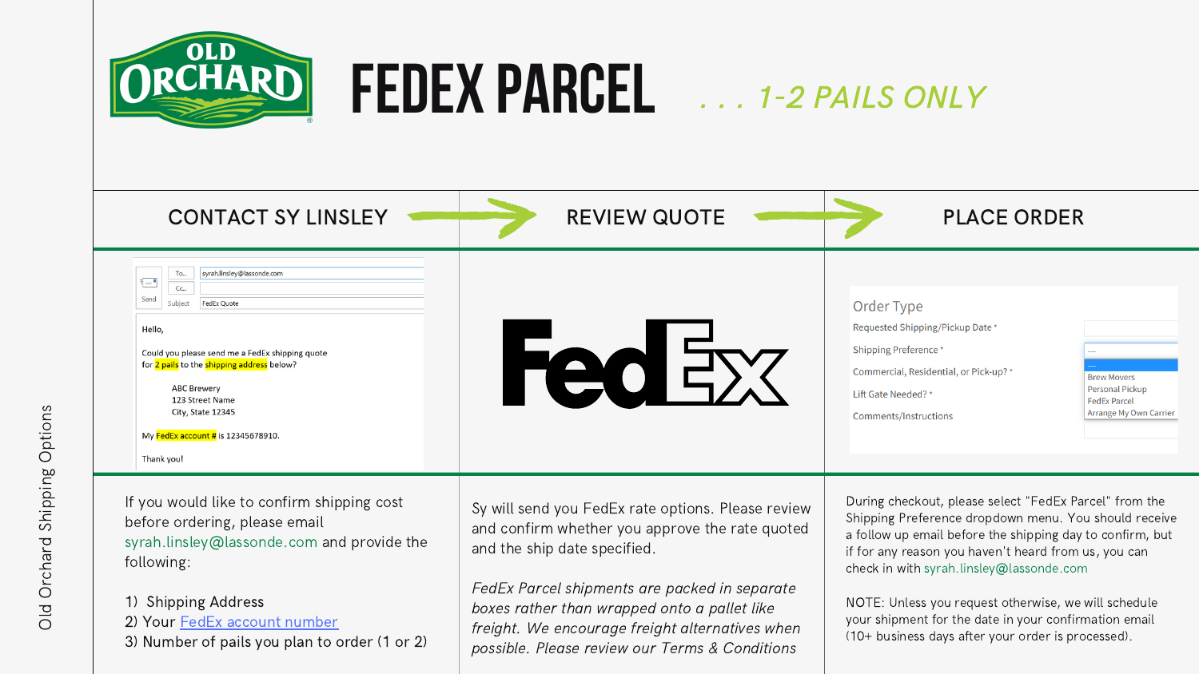# FEDEX PARCEL

*. . . 1-2 PAILS ONLY*

Old Orchard Shipping Options

## CONTACT SY LINSLEY

To... syrah.linsley@lassonde.com
Cc...
Subject: FedEx Quote

Hello,

Could you please send me a FedEx shipping quote for 2 pails to the shipping address below?

ABC Brewery
123 Street Name
City, State 12345

My FedEx account # is 12345678910.

Thank you!

If you would like to confirm shipping cost before ordering, please email syrah.linsley@lassonde.com and provide the following:

1) Shipping Address
2) Your FedEx account number
3) Number of pails you plan to order (1 or 2)

## REVIEW QUOTE

FedEx

Sy will send you FedEx rate options. Please review and confirm whether you approve the rate quoted and the ship date specified.

*FedEx Parcel shipments are packed in separate boxes rather than wrapped onto a pallet like freight. We encourage freight alternatives when possible. Please review our Terms & Conditions*

## PLACE ORDER

Order Type
Requested Shipping/Pickup Date *
Shipping Preference *
Commercial, Residential, or Pick-up? *
Lift Gate Needed? *
Comments/Instructions

---
Brew Movers
Personal Pickup
FedEx Parcel
Arrange My Own Carrier

During checkout, please select "FedEx Parcel" from the Shipping Preference dropdown menu. You should receive a follow up email before the shipping day to confirm, but if for any reason you haven't heard from us, you can check in with syrah.linsley@lassonde.com

NOTE: Unless you request otherwise, we will schedule your shipment for the date in your confirmation email (10+ business days after your order is processed).